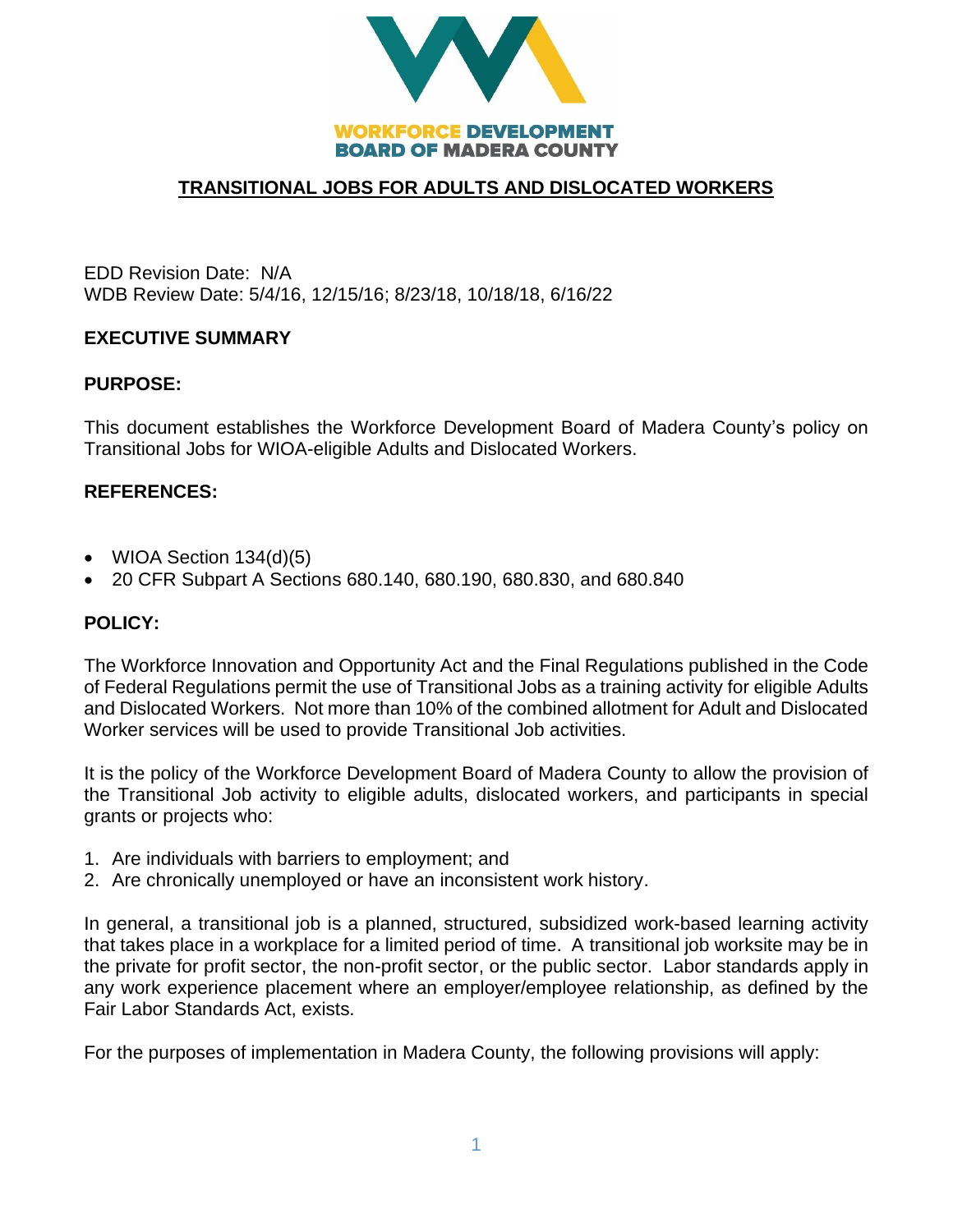WORKFORCE DEVELOPMENT
BOARD OF MADERA COUNTY

# TRANSITIONAL JOBS FOR ADULTS AND DISLOCATED WORKERS

EDD Revision Date: N/A
WDB Review Date: 5/4/16, 12/15/16; 8/23/18, 10/18/18, 6/16/22

## EXECUTIVE SUMMARY

### PURPOSE:

This document establishes the Workforce Development Board of Madera County's policy on Transitional Jobs for WIOA-eligible Adults and Dislocated Workers.

### REFERENCES:

- WIOA Section 134(d)(5)
- 20 CFR Subpart A Sections 680.140, 680.190, 680.830, and 680.840

### POLICY:

The Workforce Innovation and Opportunity Act and the Final Regulations published in the Code of Federal Regulations permit the use of Transitional Jobs as a training activity for eligible Adults and Dislocated Workers. Not more than 10% of the combined allotment for Adult and Dislocated Worker services will be used to provide Transitional Job activities.

It is the policy of the Workforce Development Board of Madera County to allow the provision of the Transitional Job activity to eligible adults, dislocated workers, and participants in special grants or projects who:

1. Are individuals with barriers to employment; and
2. Are chronically unemployed or have an inconsistent work history.

In general, a transitional job is a planned, structured, subsidized work-based learning activity that takes place in a workplace for a limited period of time. A transitional job worksite may be in the private for profit sector, the non-profit sector, or the public sector. Labor standards apply in any work experience placement where an employer/employee relationship, as defined by the Fair Labor Standards Act, exists.

For the purposes of implementation in Madera County, the following provisions will apply: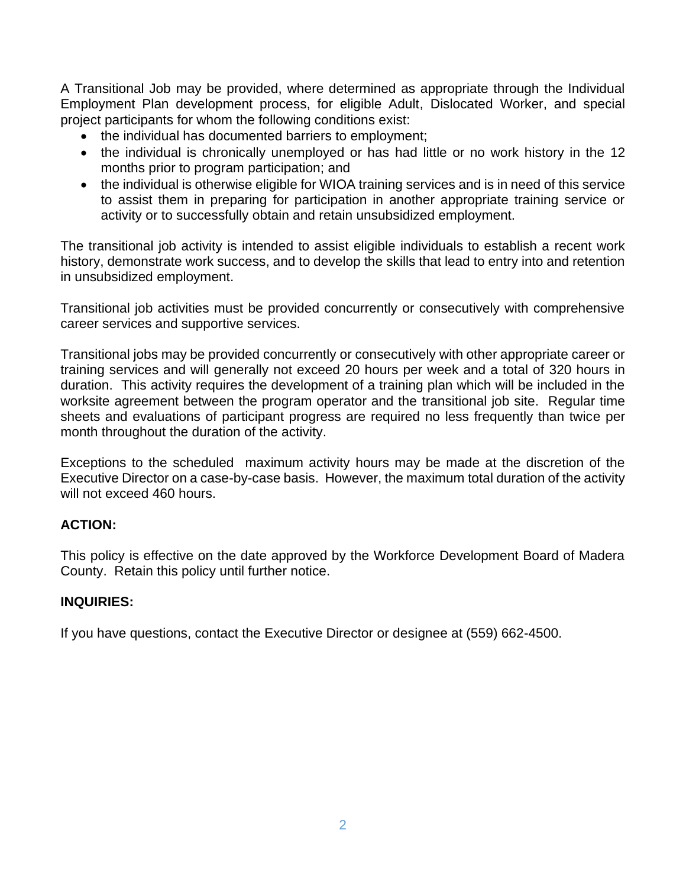A Transitional Job may be provided, where determined as appropriate through the Individual Employment Plan development process, for eligible Adult, Dislocated Worker, and special project participants for whom the following conditions exist:

- the individual has documented barriers to employment;
- the individual is chronically unemployed or has had little or no work history in the 12 months prior to program participation; and
- the individual is otherwise eligible for WIOA training services and is in need of this service to assist them in preparing for participation in another appropriate training service or activity or to successfully obtain and retain unsubsidized employment.

The transitional job activity is intended to assist eligible individuals to establish a recent work history, demonstrate work success, and to develop the skills that lead to entry into and retention in unsubsidized employment.

Transitional job activities must be provided concurrently or consecutively with comprehensive career services and supportive services.

Transitional jobs may be provided concurrently or consecutively with other appropriate career or training services and will generally not exceed 20 hours per week and a total of 320 hours in duration. This activity requires the development of a training plan which will be included in the worksite agreement between the program operator and the transitional job site. Regular time sheets and evaluations of participant progress are required no less frequently than twice per month throughout the duration of the activity.

Exceptions to the scheduled maximum activity hours may be made at the discretion of the Executive Director on a case-by-case basis. However, the maximum total duration of the activity will not exceed 460 hours.

**ACTION:**

This policy is effective on the date approved by the Workforce Development Board of Madera County. Retain this policy until further notice.

**INQUIRIES:**

If you have questions, contact the Executive Director or designee at (559) 662-4500.